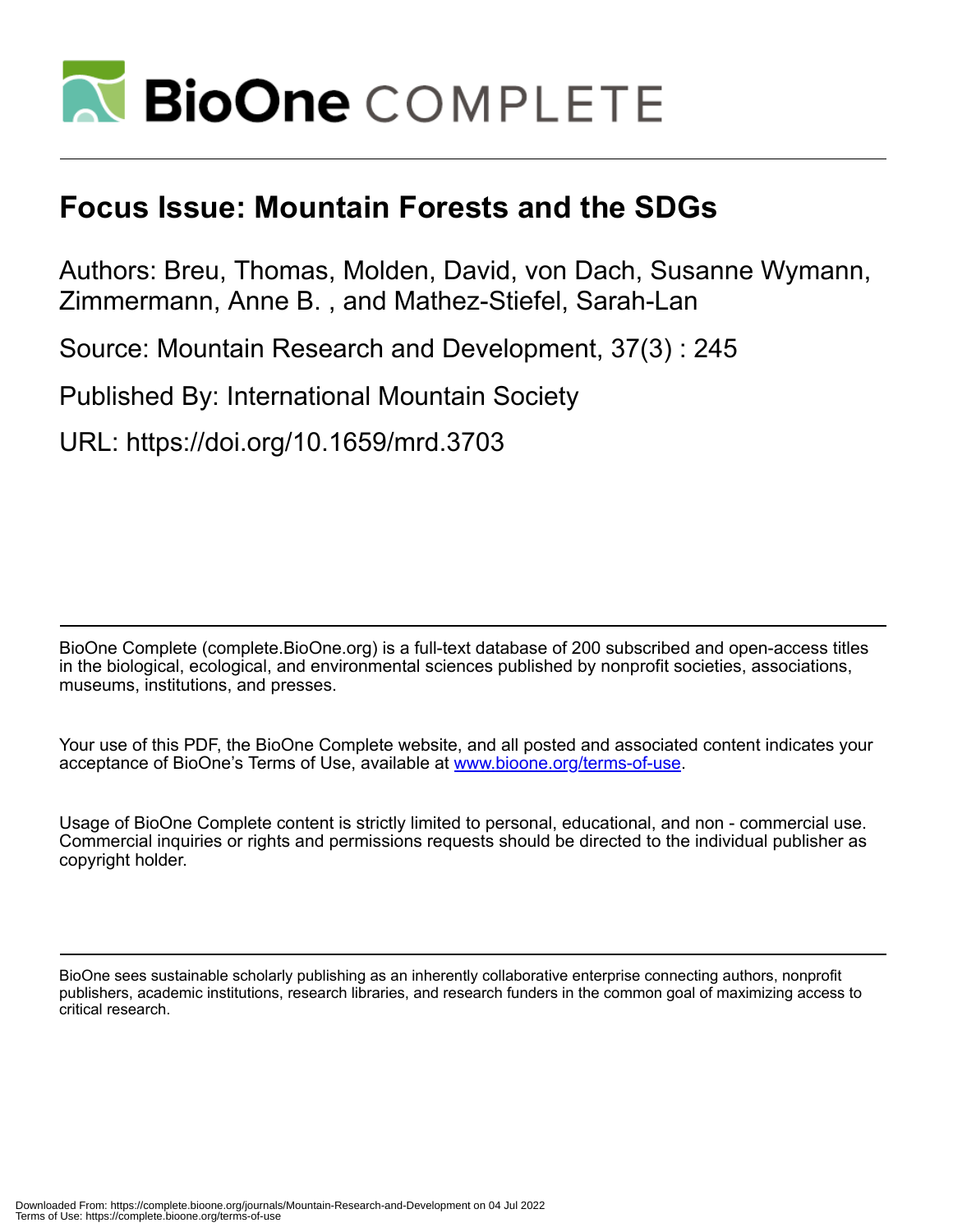# Focus Issue: Mountain Forests and the SDGs

Authors: Breu, Thomas, Molden, David, von Dach, Susanne Wymann, Zimmermann, Anne B. , and Mathez-Stiefel, Sarah-Lan

Source: Mountain Research and Development, 37(3) : 245

Published By: International Mountain Society

URL: https://doi.org/10.1659/mrd.3703

BioOne Complete (complete.BioOne.org) is a full-text database of 200 subscribed and open-access titles in the biological, ecological, and environmental sciences published by nonprofit societies, associations, museums, institutions, and presses.

Your use of this PDF, the BioOne Complete website, and all posted and associated content indicates your acceptance of BioOne's Terms of Use, available at www.bioone.org/terms-of-use.

Usage of BioOne Complete content is strictly limited to personal, educational, and non - commercial use. Commercial inquiries or rights and permissions requests should be directed to the individual publisher as copyright holder.

BioOne sees sustainable scholarly publishing as an inherently collaborative enterprise connecting authors, nonprofit publishers, academic institutions, research libraries, and research funders in the common goal of maximizing access to critical research.

Downloaded From: https://complete.bioone.org/journals/Mountain-Research-and-Development on 04 Jul 2022
Terms of Use: https://complete.bioone.org/terms-of-use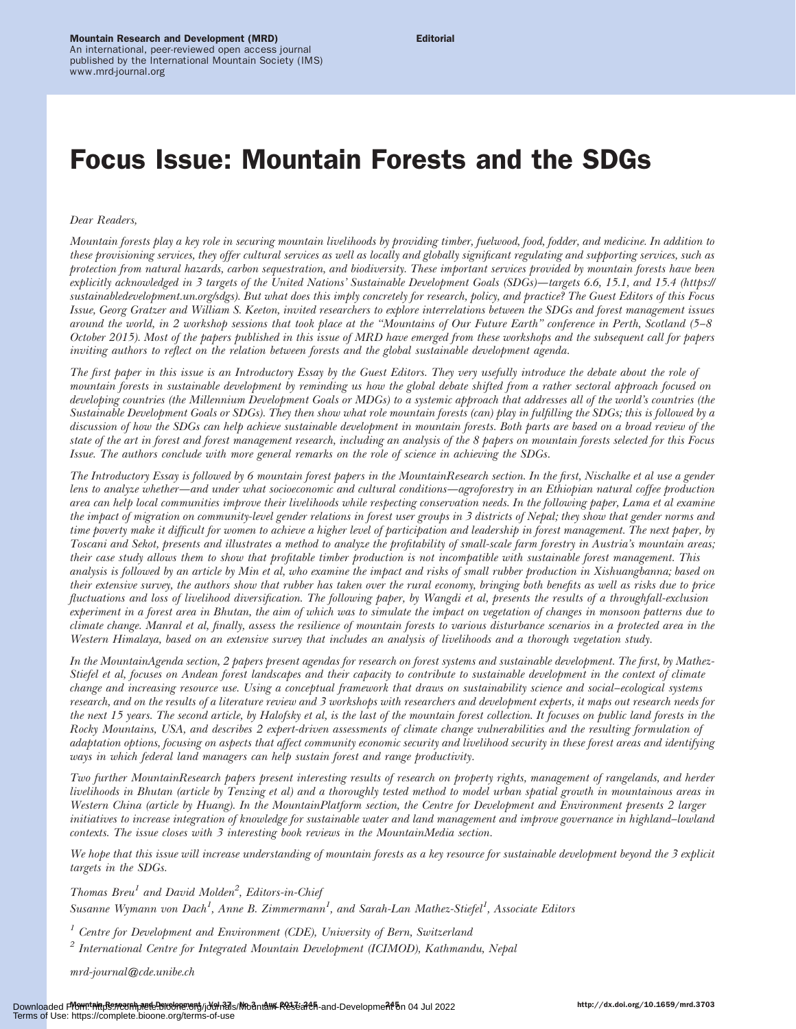# Focus Issue: Mountain Forests and the SDGs

*Dear Readers,*

*Mountain forests play a key role in securing mountain livelihoods by providing timber, fuelwood, food, fodder, and medicine. In addition to these provisioning services, they offer cultural services as well as locally and globally significant regulating and supporting services, such as protection from natural hazards, carbon sequestration, and biodiversity. These important services provided by mountain forests have been explicitly acknowledged in 3 targets of the United Nations' Sustainable Development Goals (SDGs)—targets 6.6, 15.1, and 15.4 (https://sustainabledevelopment.un.org/sdgs). But what does this imply concretely for research, policy, and practice? The Guest Editors of this Focus Issue, Georg Gratzer and William S. Keeton, invited researchers to explore interrelations between the SDGs and forest management issues around the world, in 2 workshop sessions that took place at the "Mountains of Our Future Earth" conference in Perth, Scotland (5–8 October 2015). Most of the papers published in this issue of MRD have emerged from these workshops and the subsequent call for papers inviting authors to reflect on the relation between forests and the global sustainable development agenda.*

*The first paper in this issue is an Introductory Essay by the Guest Editors. They very usefully introduce the debate about the role of mountain forests in sustainable development by reminding us how the global debate shifted from a rather sectoral approach focused on developing countries (the Millennium Development Goals or MDGs) to a systemic approach that addresses all of the world's countries (the Sustainable Development Goals or SDGs). They then show what role mountain forests (can) play in fulfilling the SDGs; this is followed by a discussion of how the SDGs can help achieve sustainable development in mountain forests. Both parts are based on a broad review of the state of the art in forest and forest management research, including an analysis of the 8 papers on mountain forests selected for this Focus Issue. The authors conclude with more general remarks on the role of science in achieving the SDGs.*

*The Introductory Essay is followed by 6 mountain forest papers in the MountainResearch section. In the first, Nischalke et al use a gender lens to analyze whether—and under what socioeconomic and cultural conditions—agroforestry in an Ethiopian natural coffee production area can help local communities improve their livelihoods while respecting conservation needs. In the following paper, Lama et al examine the impact of migration on community-level gender relations in forest user groups in 3 districts of Nepal; they show that gender norms and time poverty make it difficult for women to achieve a higher level of participation and leadership in forest management. The next paper, by Toscani and Sekot, presents and illustrates a method to analyze the profitability of small-scale farm forestry in Austria's mountain areas; their case study allows them to show that profitable timber production is not incompatible with sustainable forest management. This analysis is followed by an article by Min et al, who examine the impact and risks of small rubber production in Xishuangbanna; based on their extensive survey, the authors show that rubber has taken over the rural economy, bringing both benefits as well as risks due to price fluctuations and loss of livelihood diversification. The following paper, by Wangdi et al, presents the results of a throughfall-exclusion experiment in a forest area in Bhutan, the aim of which was to simulate the impact on vegetation of changes in monsoon patterns due to climate change. Manral et al, finally, assess the resilience of mountain forests to various disturbance scenarios in a protected area in the Western Himalaya, based on an extensive survey that includes an analysis of livelihoods and a thorough vegetation study.*

*In the MountainAgenda section, 2 papers present agendas for research on forest systems and sustainable development. The first, by Mathez-Stiefel et al, focuses on Andean forest landscapes and their capacity to contribute to sustainable development in the context of climate change and increasing resource use. Using a conceptual framework that draws on sustainability science and social–ecological systems research, and on the results of a literature review and 3 workshops with researchers and development experts, it maps out research needs for the next 15 years. The second article, by Halofsky et al, is the last of the mountain forest collection. It focuses on public land forests in the Rocky Mountains, USA, and describes 2 expert-driven assessments of climate change vulnerabilities and the resulting formulation of adaptation options, focusing on aspects that affect community economic security and livelihood security in these forest areas and identifying ways in which federal land managers can help sustain forest and range productivity.*

*Two further MountainResearch papers present interesting results of research on property rights, management of rangelands, and herder livelihoods in Bhutan (article by Tenzing et al) and a thoroughly tested method to model urban spatial growth in mountainous areas in Western China (article by Huang). In the MountainPlatform section, the Centre for Development and Environment presents 2 larger initiatives to increase integration of knowledge for sustainable water and land management and improve governance in highland–lowland contexts. The issue closes with 3 interesting book reviews in the MountainMedia section.*

*We hope that this issue will increase understanding of mountain forests as a key resource for sustainable development beyond the 3 explicit targets in the SDGs.*

*Thomas Breu[1] and David Molden[2], Editors-in-Chief*
*Susanne Wymann von Dach[1], Anne B. Zimmermann[1], and Sarah-Lan Mathez-Stiefel[1], Associate Editors*

*[1] Centre for Development and Environment (CDE), University of Bern, Switzerland*
*[2] International Centre for Integrated Mountain Development (ICIMOD), Kathmandu, Nepal*

*mrd-journal@cde.unibe.ch*

http://dx.doi.org/10.1659/mrd.3703